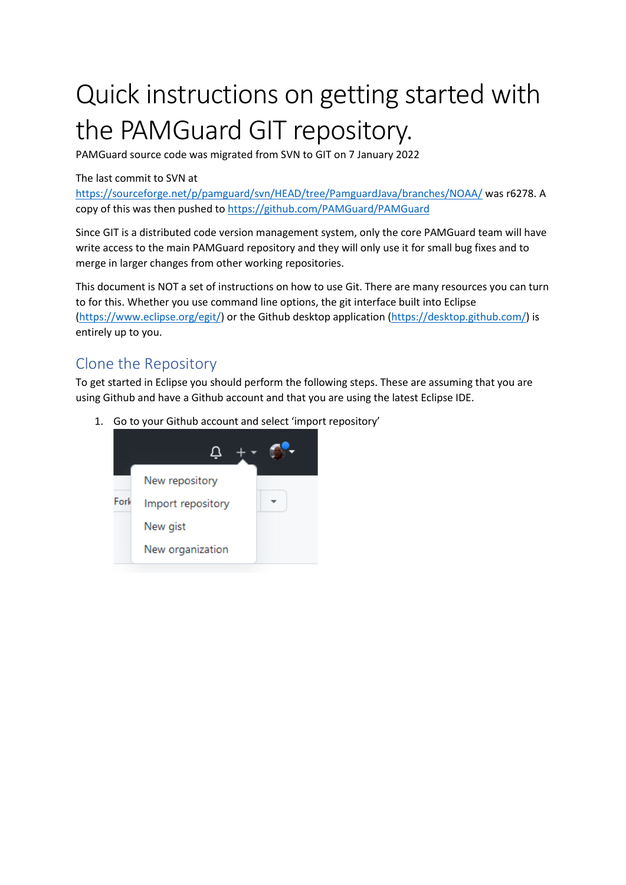# Quick instructions on getting started with the PAMGuard GIT repository.

PAMGuard source code was migrated from SVN to GIT on 7 January 2022

The last commit to SVN at https://sourceforge.net/p/pamguard/svn/HEAD/tree/PamguardJava/branches/NOAA/ was r6278. A copy of this was then pushed to https://github.com/PAMGuard/PAMGuard

Since GIT is a distributed code version management system, only the core PAMGuard team will have write access to the main PAMGuard repository and they will only use it for small bug fixes and to merge in larger changes from other working repositories.

This document is NOT a set of instructions on how to use Git. There are many resources you can turn to for this. Whether you use command line options, the git interface built into Eclipse (https://www.eclipse.org/egit/) or the Github desktop application (https://desktop.github.com/) is entirely up to you.

## Clone the Repository

To get started in Eclipse you should perform the following steps. These are assuming that you are using Github and have a Github account and that you are using the latest Eclipse IDE.

1. Go to your Github account and select 'import repository'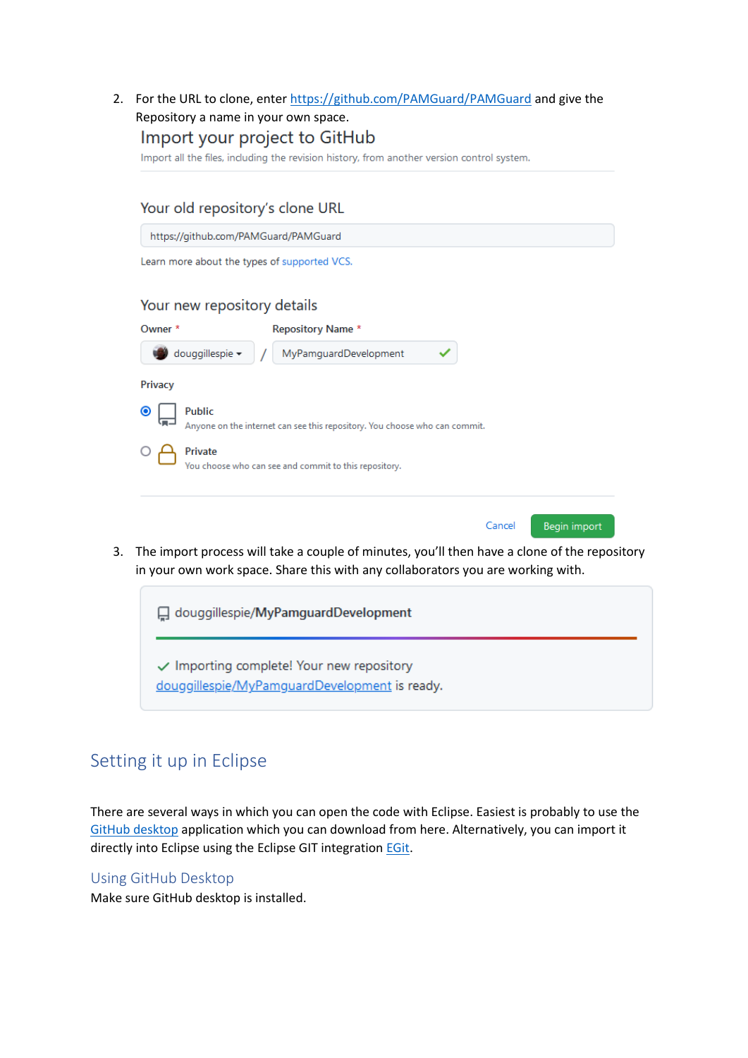2. For the URL to clone, enter [https://github.com/PAMGuard/PAMGuard](https://github.com/PAMGuard/PAMGuard) and give the Repository a name in your own space.

   **Import your project to GitHub**

   Import all the files, including the revision history, from another version control system.

   **Your old repository's clone URL**

   https://github.com/PAMGuard/PAMGuard

   Learn more about the types of supported VCS.

   **Your new repository details**

   Owner * douggillespie / Repository Name * MyPamguardDevelopment

   Privacy

   - Public — Anyone on the internet can see this repository. You choose who can commit.
   - Private — You choose who can see and commit to this repository.

   Cancel | Begin import

3. The import process will take a couple of minutes, you'll then have a clone of the repository in your own work space. Share this with any collaborators you are working with.

   douggillespie/**MyPamguardDevelopment**

   ✓ Importing complete! Your new repository douggillespie/MyPamguardDevelopment is ready.

## Setting it up in Eclipse

There are several ways in which you can open the code with Eclipse. Easiest is probably to use the GitHub desktop application which you can download from here. Alternatively, you can import it directly into Eclipse using the Eclipse GIT integration EGit.

### Using GitHub Desktop

Make sure GitHub desktop is installed.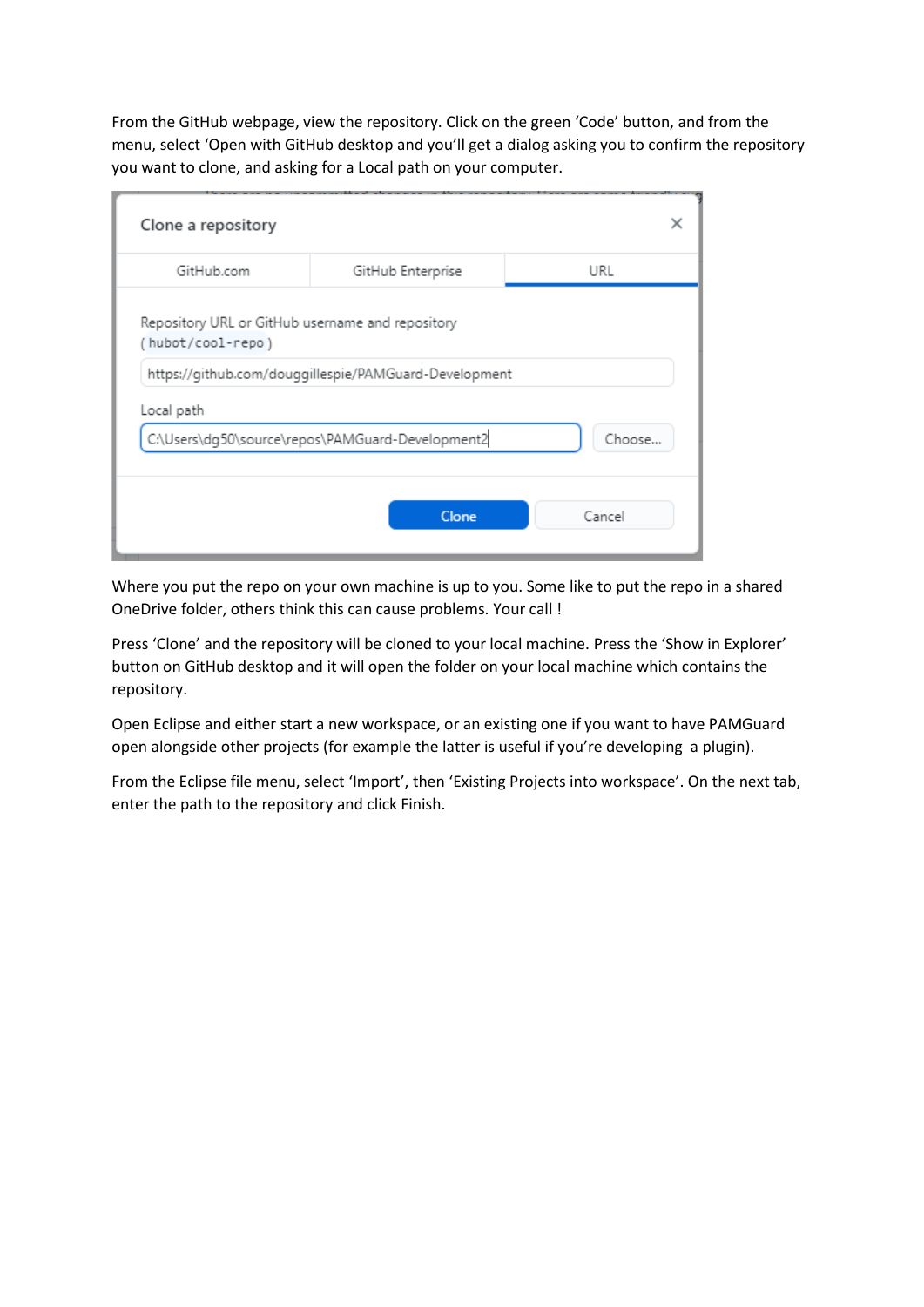From the GitHub webpage, view the repository. Click on the green 'Code' button, and from the menu, select 'Open with GitHub desktop and you'll get a dialog asking you to confirm the repository you want to clone, and asking for a Local path on your computer.

Where you put the repo on your own machine is up to you. Some like to put the repo in a shared OneDrive folder, others think this can cause problems. Your call !

Press 'Clone' and the repository will be cloned to your local machine. Press the 'Show in Explorer' button on GitHub desktop and it will open the folder on your local machine which contains the repository.

Open Eclipse and either start a new workspace, or an existing one if you want to have PAMGuard open alongside other projects (for example the latter is useful if you're developing a plugin).

From the Eclipse file menu, select 'Import', then 'Existing Projects into workspace'. On the next tab, enter the path to the repository and click Finish.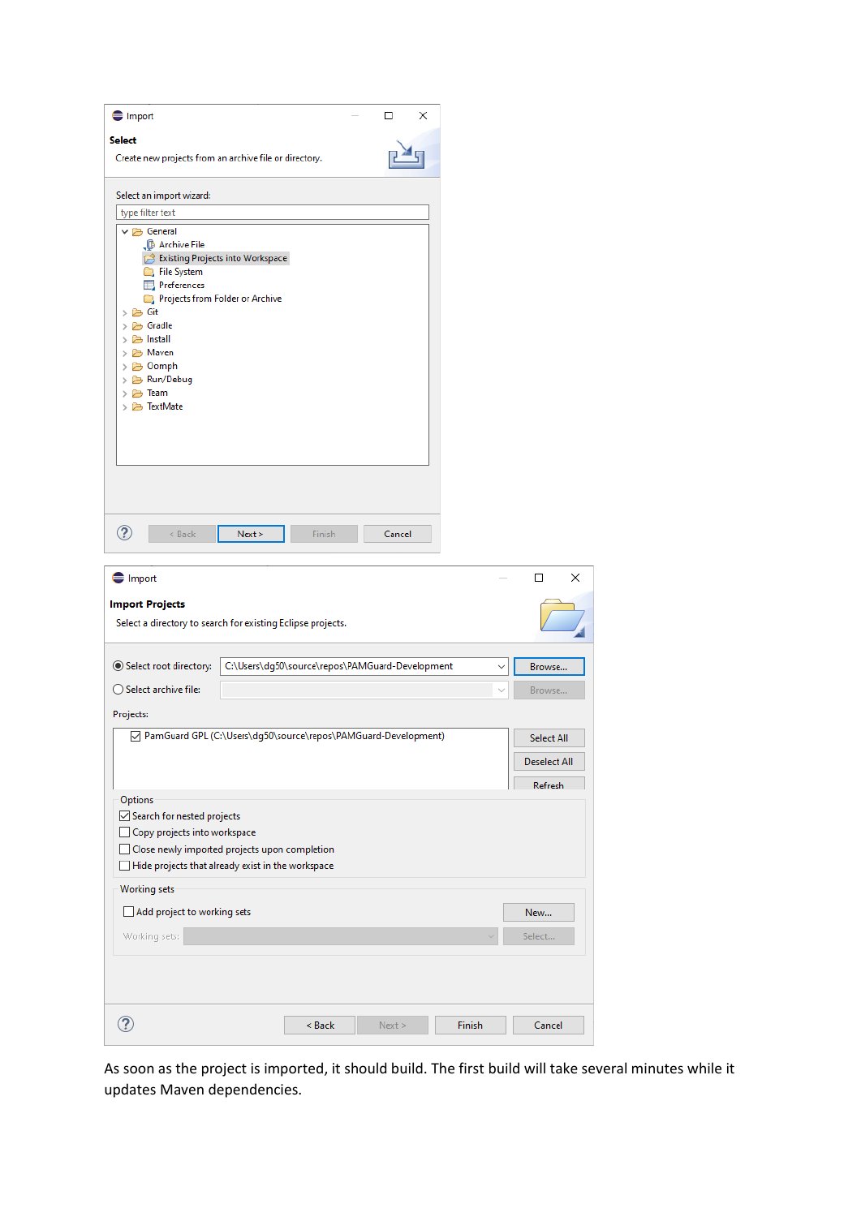As soon as the project is imported, it should build. The first build will take several minutes while it updates Maven dependencies.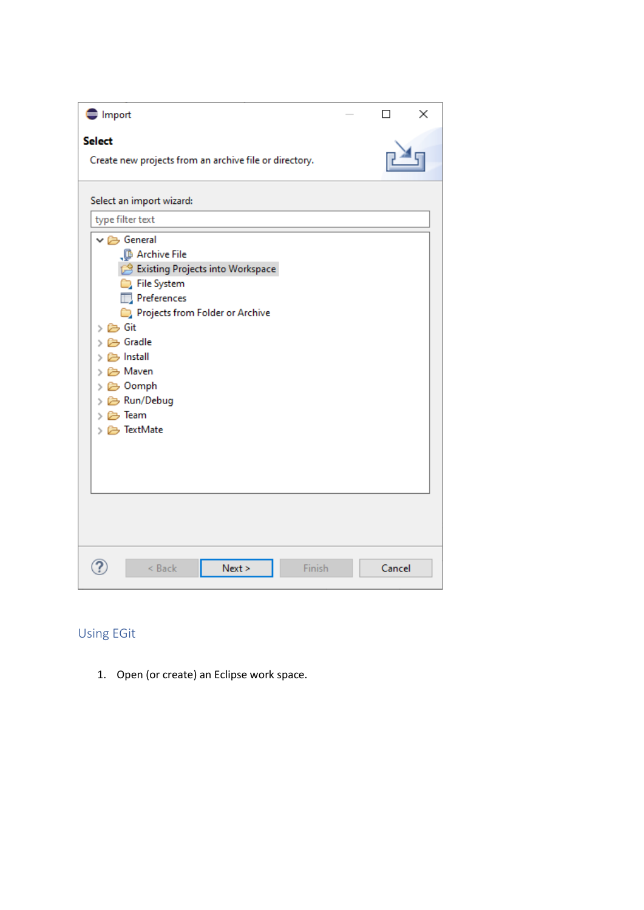## Using EGit

1. Open (or create) an Eclipse work space.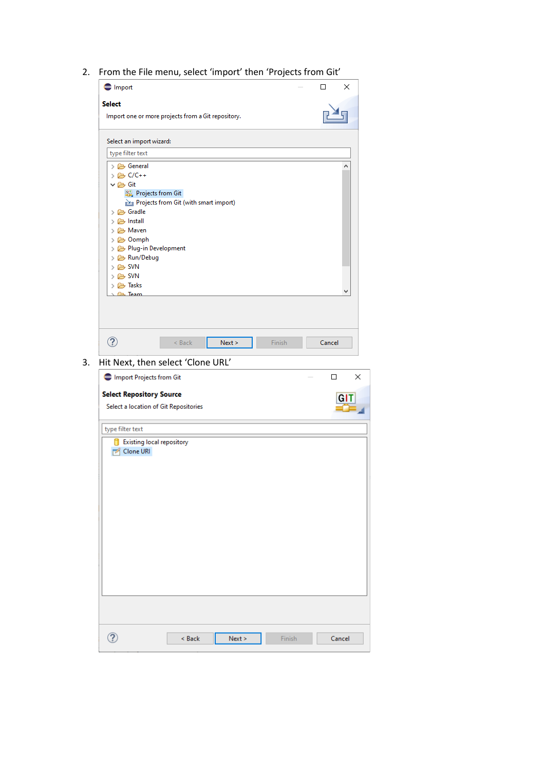2. From the File menu, select 'import' then 'Projects from Git'

3. Hit Next, then select 'Clone URL'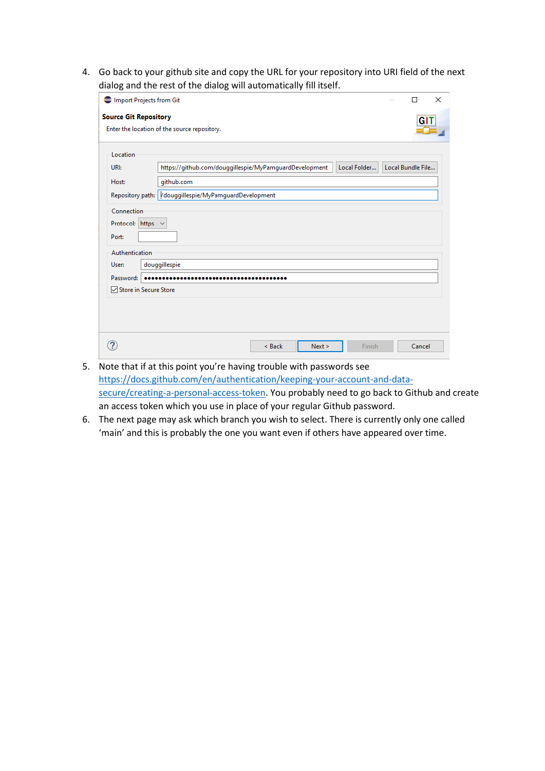4. Go back to your github site and copy the URL for your repository into URI field of the next dialog and the rest of the dialog will automatically fill itself.

5. Note that if at this point you're having trouble with passwords see https://docs.github.com/en/authentication/keeping-your-account-and-data-secure/creating-a-personal-access-token. You probably need to go back to Github and create an access token which you use in place of your regular Github password.
6. The next page may ask which branch you wish to select. There is currently only one called 'main' and this is probably the one you want even if others have appeared over time.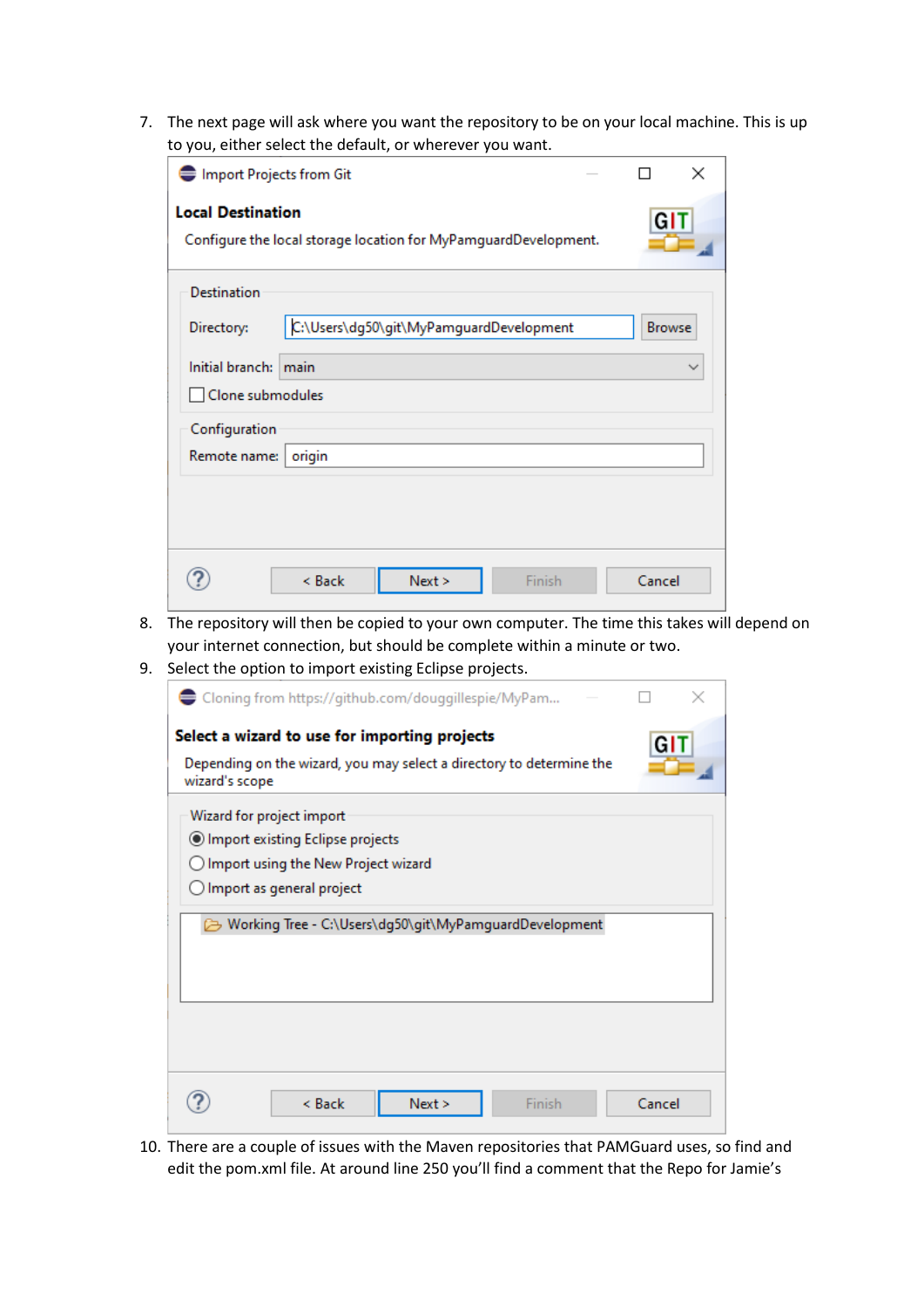7. The next page will ask where you want the repository to be on your local machine. This is up to you, either select the default, or wherever you want.

8. The repository will then be copied to your own computer. The time this takes will depend on your internet connection, but should be complete within a minute or two.

9. Select the option to import existing Eclipse projects.

10. There are a couple of issues with the Maven repositories that PAMGuard uses, so find and edit the pom.xml file. At around line 250 you'll find a comment that the Repo for Jamie's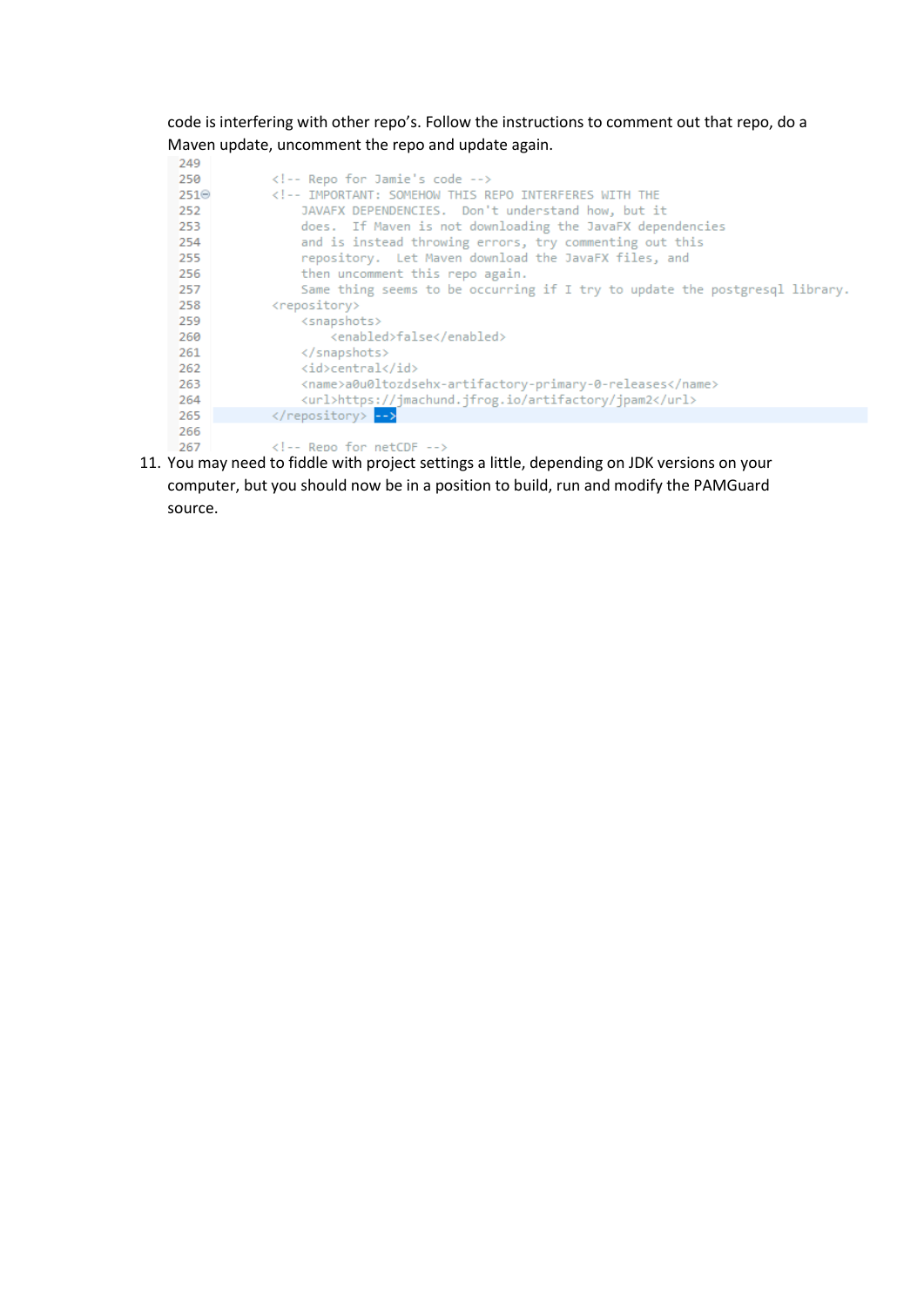code is interfering with other repo's. Follow the instructions to comment out that repo, do a Maven update, uncomment the repo and update again.

```
249
250         <!-- Repo for Jamie's code -->
251⊖        <!-- IMPORTANT: SOMEHOW THIS REPO INTERFERES WITH THE
252             JAVAFX DEPENDENCIES.  Don't understand how, but it
253             does.  If Maven is not downloading the JavaFX dependencies
254             and is instead throwing errors, try commenting out this
255             repository.  Let Maven download the JavaFX files, and
256             then uncomment this repo again.
257             Same thing seems to be occurring if I try to update the postgresql library.
258         <repository>
259             <snapshots>
260                 <enabled>false</enabled>
261             </snapshots>
262             <id>central</id>
263             <name>a0u0ltozdsehx-artifactory-primary-0-releases</name>
264             <url>https://jmachund.jfrog.io/artifactory/jpam2</url>
265         </repository> -->
266
267         <!-- Repo for netCDF -->
```

11. You may need to fiddle with project settings a little, depending on JDK versions on your computer, but you should now be in a position to build, run and modify the PAMGuard source.